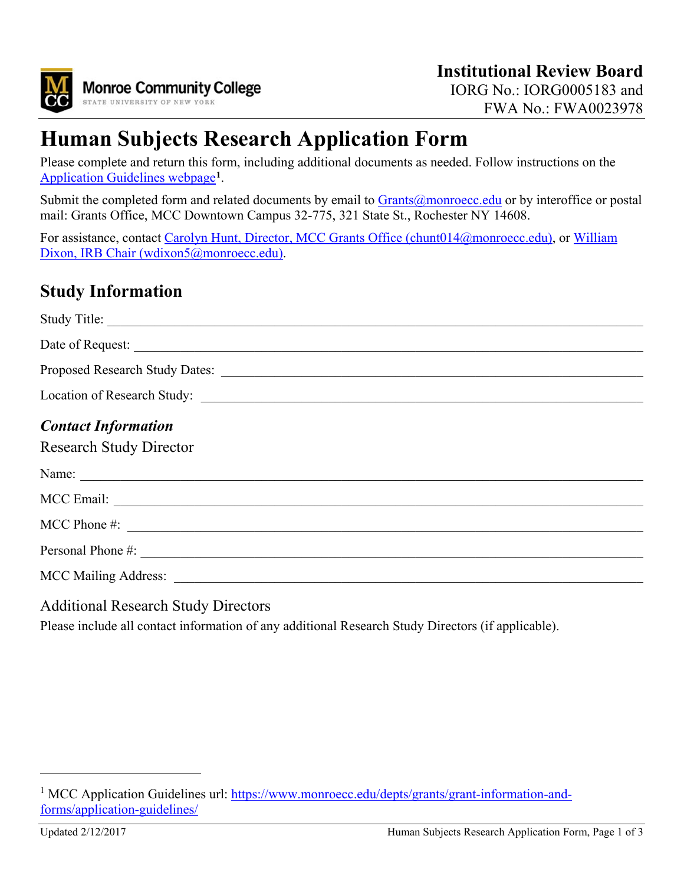**Monroe Community College**
STATE UNIVERSITY OF NEW YORK

**Institutional Review Board**
IORG No.: IORG0005183 and
FWA No.: FWA0023978

# Human Subjects Research Application Form

Please complete and return this form, including additional documents as needed. Follow instructions on the [Application Guidelines webpage](https://www.monroecc.edu/depts/grants/grant-information-and-forms/application-guidelines/)[1].

Submit the completed form and related documents by email to [Grants@monroecc.edu](mailto:Grants@monroecc.edu) or by interoffice or postal mail: Grants Office, MCC Downtown Campus 32-775, 321 State St., Rochester NY 14608.

For assistance, contact [Carolyn Hunt, Director, MCC Grants Office (chunt014@monroecc.edu)](mailto:chunt014@monroecc.edu), or [William Dixon, IRB Chair (wdixon5@monroecc.edu)](mailto:wdixon5@monroecc.edu).

## Study Information

Study Title: ______________________________________________

Date of Request: ______________________________________________

Proposed Research Study Dates: ______________________________________________

Location of Research Study: ______________________________________________

### *Contact Information*

#### Research Study Director

Name: ______________________________________________

MCC Email: ______________________________________________

MCC Phone #: ______________________________________________

Personal Phone #: ______________________________________________

MCC Mailing Address: ______________________________________________

#### Additional Research Study Directors

Please include all contact information of any additional Research Study Directors (if applicable).

---

[1] MCC Application Guidelines url: https://www.monroecc.edu/depts/grants/grant-information-and-forms/application-guidelines/

Updated 2/12/2017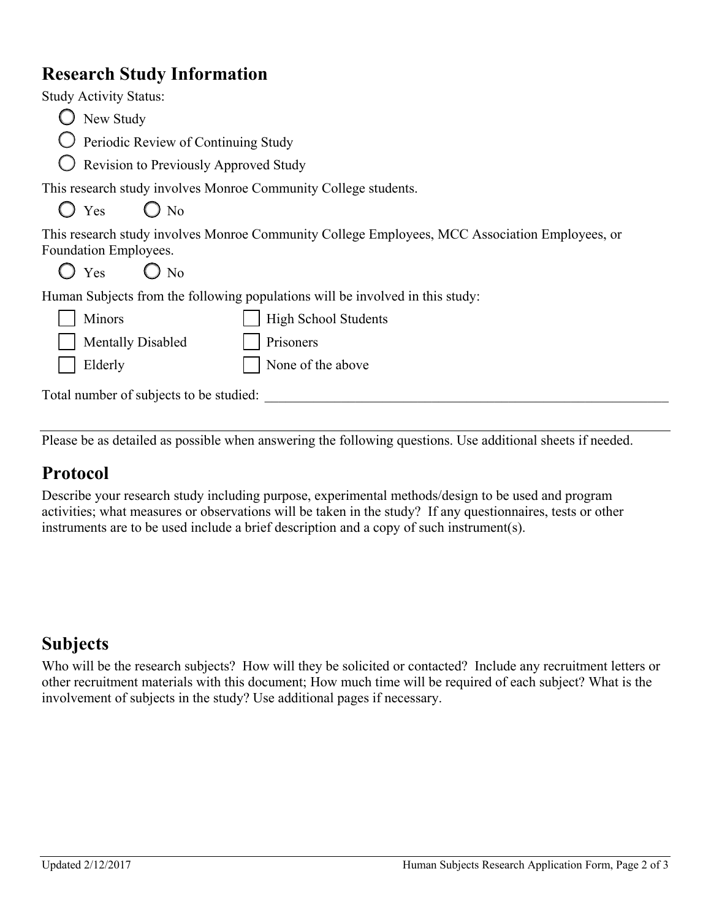## Research Study Information

Study Activity Status:

- ○ New Study
- ○ Periodic Review of Continuing Study
- ○ Revision to Previously Approved Study

This research study involves Monroe Community College students.

○ Yes ○ No

This research study involves Monroe Community College Employees, MCC Association Employees, or Foundation Employees.

○ Yes ○ No

Human Subjects from the following populations will be involved in this study:

| | |
|---|---|
| ☐ Minors | ☐ High School Students |
| ☐ Mentally Disabled | ☐ Prisoners |
| ☐ Elderly | ☐ None of the above |

Total number of subjects to be studied: ____________________________________________

---

Please be as detailed as possible when answering the following questions. Use additional sheets if needed.

## Protocol

Describe your research study including purpose, experimental methods/design to be used and program activities; what measures or observations will be taken in the study? If any questionnaires, tests or other instruments are to be used include a brief description and a copy of such instrument(s).

## Subjects

Who will be the research subjects? How will they be solicited or contacted? Include any recruitment letters or other recruitment materials with this document; How much time will be required of each subject? What is the involvement of subjects in the study? Use additional pages if necessary.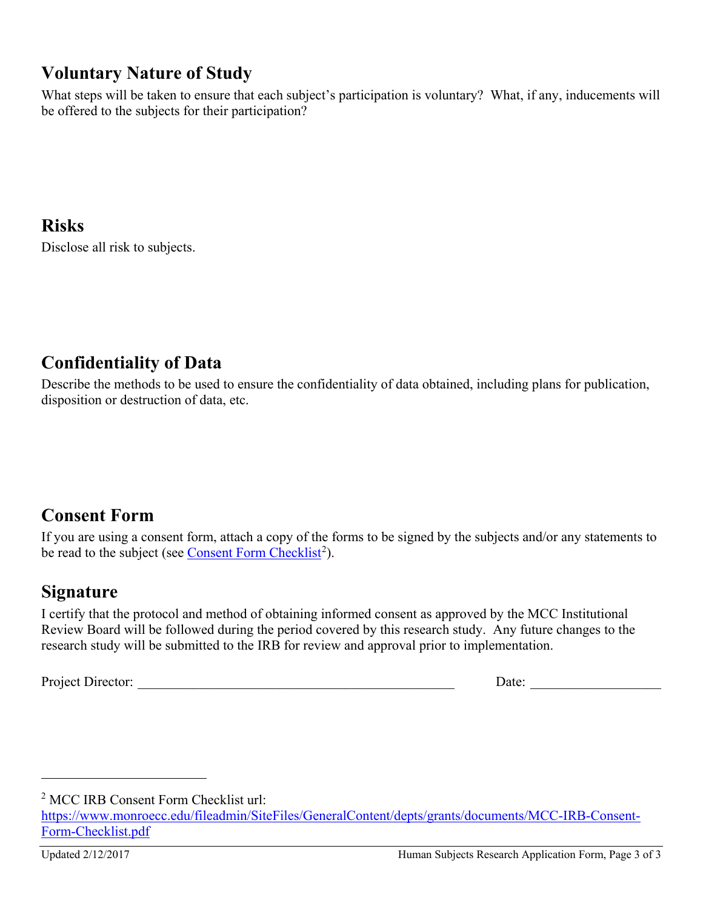## Voluntary Nature of Study

What steps will be taken to ensure that each subject's participation is voluntary? What, if any, inducements will be offered to the subjects for their participation?

## Risks

Disclose all risk to subjects.

## Confidentiality of Data

Describe the methods to be used to ensure the confidentiality of data obtained, including plans for publication, disposition or destruction of data, etc.

## Consent Form

If you are using a consent form, attach a copy of the forms to be signed by the subjects and/or any statements to be read to the subject (see Consent Form Checklist[2]).

## Signature

I certify that the protocol and method of obtaining informed consent as approved by the MCC Institutional Review Board will be followed during the period covered by this research study. Any future changes to the research study will be submitted to the IRB for review and approval prior to implementation.

Project Director: ____________________________________________ Date: __________________

---

[2] MCC IRB Consent Form Checklist url: https://www.monroecc.edu/fileadmin/SiteFiles/GeneralContent/depts/grants/documents/MCC-IRB-Consent-Form-Checklist.pdf

Updated 2/12/2017